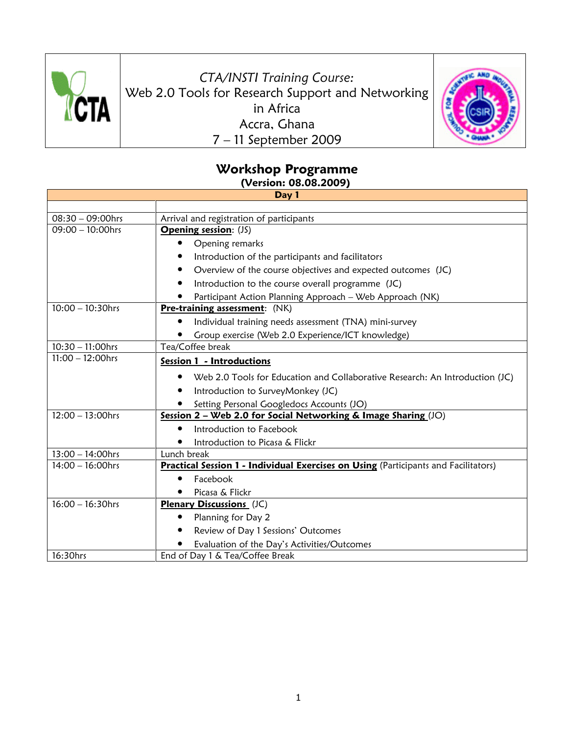*CTA/INSTI Training Course:*
Web 2.0 Tools for Research Support and Networking in Africa
Accra, Ghana
7 – 11 September 2009

# Workshop Programme

**(Version: 08.08.2009)**

| **Day 1** | |
|---|---|
| | |
| 08:30 – 09:00hrs | Arrival and registration of participants |
| 09:00 – 10:00hrs | **Opening session**: (JS)<br>• Opening remarks<br>• Introduction of the participants and facilitators<br>• Overview of the course objectives and expected outcomes (JC)<br>• Introduction to the course overall programme (JC)<br>• Participant Action Planning Approach – Web Approach (NK) |
| 10:00 – 10:30hrs | **Pre-training assessment**: (NK)<br>• Individual training needs assessment (TNA) mini-survey<br>• Group exercise (Web 2.0 Experience/ICT knowledge) |
| 10:30 – 11:00hrs | Tea/Coffee break |
| 11:00 – 12:00hrs | **Session 1 - Introductions**<br>• Web 2.0 Tools for Education and Collaborative Research: An Introduction (JC)<br>• Introduction to SurveyMonkey (JC)<br>• Setting Personal Googledocs Accounts (JO) |
| 12:00 – 13:00hrs | **Session 2 – Web 2.0 for Social Networking & Image Sharing** (JO)<br>• Introduction to Facebook<br>• Introduction to Picasa & Flickr |
| 13:00 – 14:00hrs | Lunch break |
| 14:00 – 16:00hrs | **Practical Session 1 - Individual Exercises on Using** (Participants and Facilitators)<br>• Facebook<br>• Picasa & Flickr |
| 16:00 – 16:30hrs | **Plenary Discussions** (JC)<br>• Planning for Day 2<br>• Review of Day 1 Sessions' Outcomes<br>• Evaluation of the Day's Activities/Outcomes |
| 16:30hrs | End of Day 1 & Tea/Coffee Break |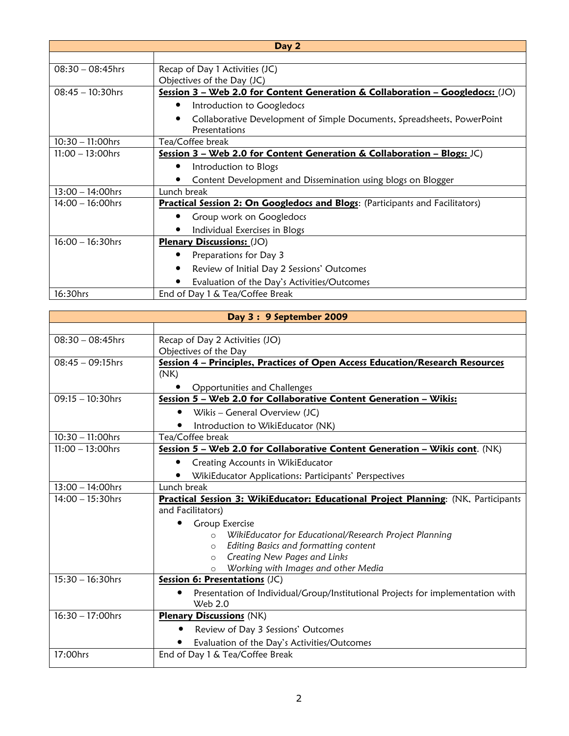| Day 2 | |
|---|---|
| | |
| 08:30 – 08:45hrs | Recap of Day 1 Activities (JC)<br>Objectives of the Day (JC) |
| 08:45 – 10:30hrs | **Session 3 – Web 2.0 for Content Generation & Collaboration – Googledocs:** (JO)<br>• Introduction to Googledocs<br>• Collaborative Development of Simple Documents, Spreadsheets, PowerPoint Presentations |
| 10:30 – 11:00hrs | Tea/Coffee break |
| 11:00 – 13:00hrs | **Session 3 – Web 2.0 for Content Generation & Collaboration – Blogs:** JC)<br>• Introduction to Blogs<br>• Content Development and Dissemination using blogs on Blogger |
| 13:00 – 14:00hrs | Lunch break |
| 14:00 – 16:00hrs | **Practical Session 2: On Googledocs and Blogs**: (Participants and Facilitators)<br>• Group work on Googledocs<br>• Individual Exercises in Blogs |
| 16:00 – 16:30hrs | **Plenary Discussions:** (JO)<br>• Preparations for Day 3<br>• Review of Initial Day 2 Sessions' Outcomes<br>• Evaluation of the Day's Activities/Outcomes |
| 16:30hrs | End of Day 1 & Tea/Coffee Break |

| Day 3 : 9 September 2009 | |
|---|---|
| | |
| 08:30 – 08:45hrs | Recap of Day 2 Activities (JO)<br>Objectives of the Day |
| 08:45 – 09:15hrs | **Session 4 – Principles, Practices of Open Access Education/Research Resources** (NK)<br>• Opportunities and Challenges |
| 09:15 – 10:30hrs | **Session 5 – Web 2.0 for Collaborative Content Generation – Wikis:**<br>• Wikis – General Overview (JC)<br>• Introduction to WikiEducator (NK) |
| 10:30 – 11:00hrs | Tea/Coffee break |
| 11:00 – 13:00hrs | **Session 5 – Web 2.0 for Collaborative Content Generation – Wikis cont**. (NK)<br>• Creating Accounts in WikiEducator<br>• WikiEducator Applications: Participants' Perspectives |
| 13:00 – 14:00hrs | Lunch break |
| 14:00 – 15:30hrs | **Practical Session 3: WikiEducator: Educational Project Planning**: (NK, Participants and Facilitators)<br>• Group Exercise<br>  ○ *WikiEducator for Educational/Research Project Planning*<br>  ○ *Editing Basics and formatting content*<br>  ○ *Creating New Pages and Links*<br>  ○ *Working with Images and other Media* |
| 15:30 – 16:30hrs | **Session 6: Presentations** (JC)<br>• Presentation of Individual/Group/Institutional Projects for implementation with Web 2.0 |
| 16:30 – 17:00hrs | **Plenary Discussions** (NK)<br>• Review of Day 3 Sessions' Outcomes<br>• Evaluation of the Day's Activities/Outcomes |
| 17:00hrs | End of Day 1 & Tea/Coffee Break |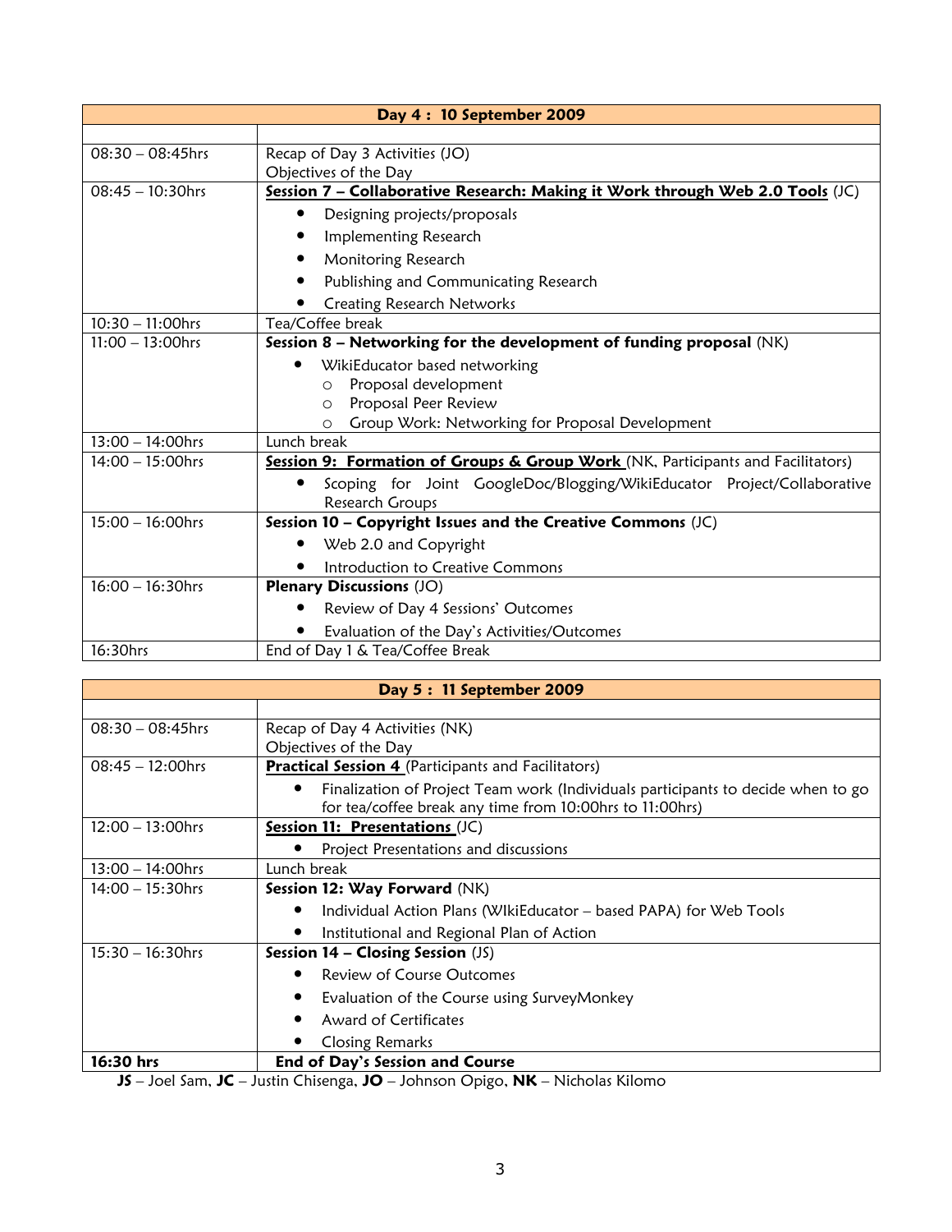| Day 4 : 10 September 2009 | |
|---|---|
| | |
| 08:30 – 08:45hrs | Recap of Day 3 Activities (JO)<br>Objectives of the Day |
| 08:45 – 10:30hrs | **Session 7 – Collaborative Research: Making it Work through Web 2.0 Tools** (JC)<br>• Designing projects/proposals<br>• Implementing Research<br>• Monitoring Research<br>• Publishing and Communicating Research<br>• Creating Research Networks |
| 10:30 – 11:00hrs | Tea/Coffee break |
| 11:00 – 13:00hrs | **Session 8 – Networking for the development of funding proposal** (NK)<br>• WikiEducator based networking<br>○ Proposal development<br>○ Proposal Peer Review<br>○ Group Work: Networking for Proposal Development |
| 13:00 – 14:00hrs | Lunch break |
| 14:00 – 15:00hrs | **Session 9: Formation of Groups & Group Work** (NK, Participants and Facilitators)<br>• Scoping for Joint GoogleDoc/Blogging/WikiEducator Project/Collaborative Research Groups |
| 15:00 – 16:00hrs | **Session 10 – Copyright Issues and the Creative Commons** (JC)<br>• Web 2.0 and Copyright<br>• Introduction to Creative Commons |
| 16:00 – 16:30hrs | **Plenary Discussions** (JO)<br>• Review of Day 4 Sessions' Outcomes<br>• Evaluation of the Day's Activities/Outcomes |
| 16:30hrs | End of Day 1 & Tea/Coffee Break |

| Day 5 : 11 September 2009 | |
|---|---|
| | |
| 08:30 – 08:45hrs | Recap of Day 4 Activities (NK)<br>Objectives of the Day |
| 08:45 – 12:00hrs | **Practical Session 4** (Participants and Facilitators)<br>• Finalization of Project Team work (Individuals participants to decide when to go for tea/coffee break any time from 10:00hrs to 11:00hrs) |
| 12:00 – 13:00hrs | **Session 11: Presentations** (JC)<br>• Project Presentations and discussions |
| 13:00 – 14:00hrs | Lunch break |
| 14:00 – 15:30hrs | **Session 12: Way Forward** (NK)<br>• Individual Action Plans (WIkiEducator – based PAPA) for Web Tools<br>• Institutional and Regional Plan of Action |
| 15:30 – 16:30hrs | **Session 14 – Closing Session** (JS)<br>• Review of Course Outcomes<br>• Evaluation of the Course using SurveyMonkey<br>• Award of Certificates<br>• Closing Remarks |
| **16:30 hrs** | **End of Day's Session and Course** |

**JS** – Joel Sam, **JC** – Justin Chisenga, **JO** – Johnson Opigo, **NK** – Nicholas Kilomo